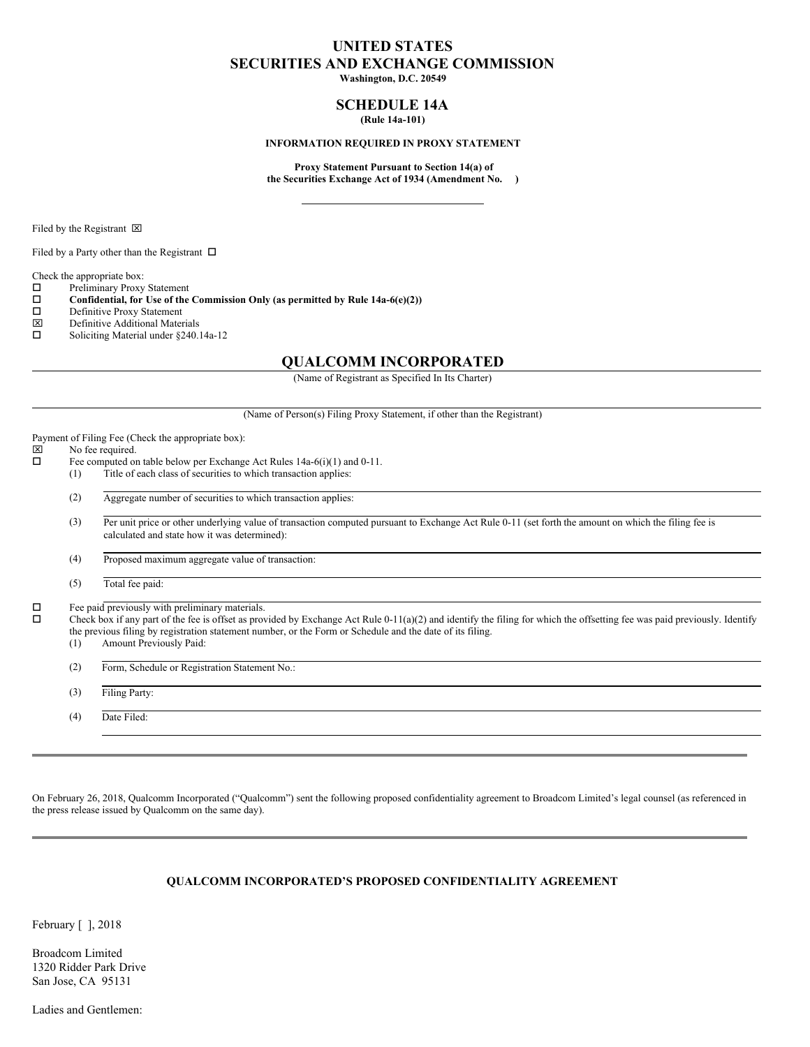# UNITED STATES
# SECURITIES AND EXCHANGE COMMISSION

**Washington, D.C. 20549**

## SCHEDULE 14A

**(Rule 14a-101)**

**INFORMATION REQUIRED IN PROXY STATEMENT**

**Proxy Statement Pursuant to Section 14(a) of the Securities Exchange Act of 1934 (Amendment No. )**

Filed by the Registrant ☒

Filed by a Party other than the Registrant ☐

Check the appropriate box:

☐ Preliminary Proxy Statement
☐ **Confidential, for Use of the Commission Only (as permitted by Rule 14a-6(e)(2))**
☐ Definitive Proxy Statement
☒ Definitive Additional Materials
☐ Soliciting Material under §240.14a-12

## QUALCOMM INCORPORATED

(Name of Registrant as Specified In Its Charter)

(Name of Person(s) Filing Proxy Statement, if other than the Registrant)

Payment of Filing Fee (Check the appropriate box):

☒ No fee required.
☐ Fee computed on table below per Exchange Act Rules 14a-6(i)(1) and 0-11.

(1) Title of each class of securities to which transaction applies:

(2) Aggregate number of securities to which transaction applies:

(3) Per unit price or other underlying value of transaction computed pursuant to Exchange Act Rule 0-11 (set forth the amount on which the filing fee is calculated and state how it was determined):

(4) Proposed maximum aggregate value of transaction:

(5) Total fee paid:

☐ Fee paid previously with preliminary materials.
☐ Check box if any part of the fee is offset as provided by Exchange Act Rule 0-11(a)(2) and identify the filing for which the offsetting fee was paid previously. Identify the previous filing by registration statement number, or the Form or Schedule and the date of its filing.

(1) Amount Previously Paid:

(2) Form, Schedule or Registration Statement No.:

(3) Filing Party:

(4) Date Filed:

---

On February 26, 2018, Qualcomm Incorporated ("Qualcomm") sent the following proposed confidentiality agreement to Broadcom Limited's legal counsel (as referenced in the press release issued by Qualcomm on the same day).

---

**QUALCOMM INCORPORATED'S PROPOSED CONFIDENTIALITY AGREEMENT**

February [ ], 2018

Broadcom Limited
1320 Ridder Park Drive
San Jose, CA 95131

Ladies and Gentlemen: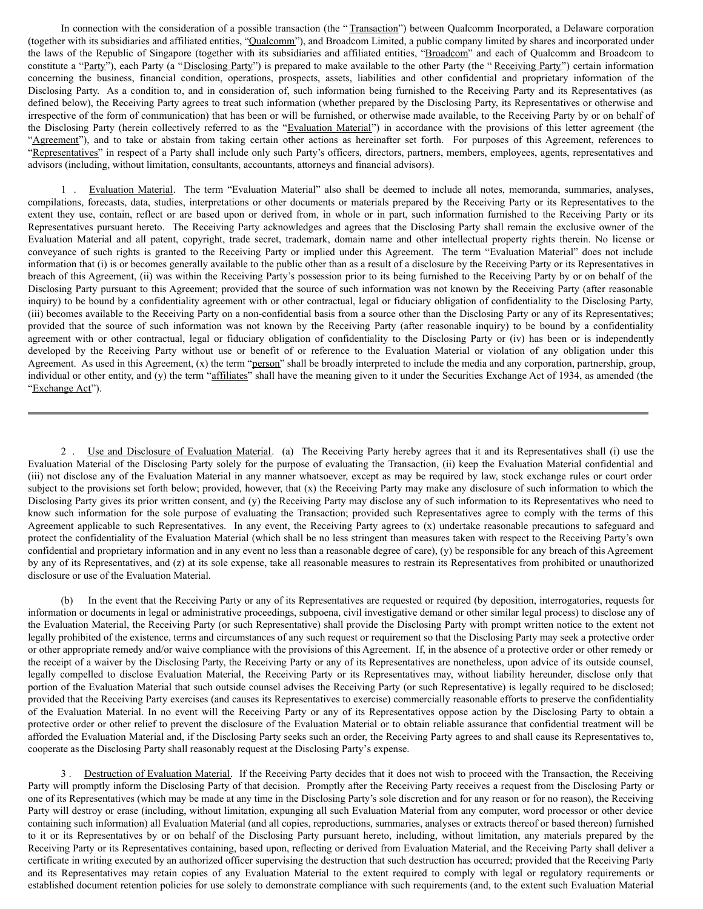In connection with the consideration of a possible transaction (the "Transaction") between Qualcomm Incorporated, a Delaware corporation (together with its subsidiaries and affiliated entities, "Qualcomm"), and Broadcom Limited, a public company limited by shares and incorporated under the laws of the Republic of Singapore (together with its subsidiaries and affiliated entities, "Broadcom" and each of Qualcomm and Broadcom to constitute a "Party"), each Party (a "Disclosing Party") is prepared to make available to the other Party (the "Receiving Party") certain information concerning the business, financial condition, operations, prospects, assets, liabilities and other confidential and proprietary information of the Disclosing Party. As a condition to, and in consideration of, such information being furnished to the Receiving Party and its Representatives (as defined below), the Receiving Party agrees to treat such information (whether prepared by the Disclosing Party, its Representatives or otherwise and irrespective of the form of communication) that has been or will be furnished, or otherwise made available, to the Receiving Party by or on behalf of the Disclosing Party (herein collectively referred to as the "Evaluation Material") in accordance with the provisions of this letter agreement (the "Agreement"), and to take or abstain from taking certain other actions as hereinafter set forth. For purposes of this Agreement, references to "Representatives" in respect of a Party shall include only such Party's officers, directors, partners, members, employees, agents, representatives and advisors (including, without limitation, consultants, accountants, attorneys and financial advisors).

1. Evaluation Material. The term "Evaluation Material" also shall be deemed to include all notes, memoranda, summaries, analyses, compilations, forecasts, data, studies, interpretations or other documents or materials prepared by the Receiving Party or its Representatives to the extent they use, contain, reflect or are based upon or derived from, in whole or in part, such information furnished to the Receiving Party or its Representatives pursuant hereto. The Receiving Party acknowledges and agrees that the Disclosing Party shall remain the exclusive owner of the Evaluation Material and all patent, copyright, trade secret, trademark, domain name and other intellectual property rights therein. No license or conveyance of such rights is granted to the Receiving Party or implied under this Agreement. The term "Evaluation Material" does not include information that (i) is or becomes generally available to the public other than as a result of a disclosure by the Receiving Party or its Representatives in breach of this Agreement, (ii) was within the Receiving Party's possession prior to its being furnished to the Receiving Party by or on behalf of the Disclosing Party pursuant to this Agreement; provided that the source of such information was not known by the Receiving Party (after reasonable inquiry) to be bound by a confidentiality agreement with or other contractual, legal or fiduciary obligation of confidentiality to the Disclosing Party, (iii) becomes available to the Receiving Party on a non-confidential basis from a source other than the Disclosing Party or any of its Representatives; provided that the source of such information was not known by the Receiving Party (after reasonable inquiry) to be bound by a confidentiality agreement with or other contractual, legal or fiduciary obligation of confidentiality to the Disclosing Party or (iv) has been or is independently developed by the Receiving Party without use or benefit of or reference to the Evaluation Material or violation of any obligation under this Agreement. As used in this Agreement, (x) the term "person" shall be broadly interpreted to include the media and any corporation, partnership, group, individual or other entity, and (y) the term "affiliates" shall have the meaning given to it under the Securities Exchange Act of 1934, as amended (the "Exchange Act").

---

2. Use and Disclosure of Evaluation Material. (a) The Receiving Party hereby agrees that it and its Representatives shall (i) use the Evaluation Material of the Disclosing Party solely for the purpose of evaluating the Transaction, (ii) keep the Evaluation Material confidential and (iii) not disclose any of the Evaluation Material in any manner whatsoever, except as may be required by law, stock exchange rules or court order subject to the provisions set forth below; provided, however, that (x) the Receiving Party may make any disclosure of such information to which the Disclosing Party gives its prior written consent, and (y) the Receiving Party may disclose any of such information to its Representatives who need to know such information for the sole purpose of evaluating the Transaction; provided such Representatives agree to comply with the terms of this Agreement applicable to such Representatives. In any event, the Receiving Party agrees to (x) undertake reasonable precautions to safeguard and protect the confidentiality of the Evaluation Material (which shall be no less stringent than measures taken with respect to the Receiving Party's own confidential and proprietary information and in any event no less than a reasonable degree of care), (y) be responsible for any breach of this Agreement by any of its Representatives, and (z) at its sole expense, take all reasonable measures to restrain its Representatives from prohibited or unauthorized disclosure or use of the Evaluation Material.

(b) In the event that the Receiving Party or any of its Representatives are requested or required (by deposition, interrogatories, requests for information or documents in legal or administrative proceedings, subpoena, civil investigative demand or other similar legal process) to disclose any of the Evaluation Material, the Receiving Party (or such Representative) shall provide the Disclosing Party with prompt written notice to the extent not legally prohibited of the existence, terms and circumstances of any such request or requirement so that the Disclosing Party may seek a protective order or other appropriate remedy and/or waive compliance with the provisions of this Agreement. If, in the absence of a protective order or other remedy or the receipt of a waiver by the Disclosing Party, the Receiving Party or any of its Representatives are nonetheless, upon advice of its outside counsel, legally compelled to disclose Evaluation Material, the Receiving Party or its Representatives may, without liability hereunder, disclose only that portion of the Evaluation Material that such outside counsel advises the Receiving Party (or such Representative) is legally required to be disclosed; provided that the Receiving Party exercises (and causes its Representatives to exercise) commercially reasonable efforts to preserve the confidentiality of the Evaluation Material. In no event will the Receiving Party or any of its Representatives oppose action by the Disclosing Party to obtain a protective order or other relief to prevent the disclosure of the Evaluation Material or to obtain reliable assurance that confidential treatment will be afforded the Evaluation Material and, if the Disclosing Party seeks such an order, the Receiving Party agrees to and shall cause its Representatives to, cooperate as the Disclosing Party shall reasonably request at the Disclosing Party's expense.

3. Destruction of Evaluation Material. If the Receiving Party decides that it does not wish to proceed with the Transaction, the Receiving Party will promptly inform the Disclosing Party of that decision. Promptly after the Receiving Party receives a request from the Disclosing Party or one of its Representatives (which may be made at any time in the Disclosing Party's sole discretion and for any reason or for no reason), the Receiving Party will destroy or erase (including, without limitation, expunging all such Evaluation Material from any computer, word processor or other device containing such information) all Evaluation Material (and all copies, reproductions, summaries, analyses or extracts thereof or based thereon) furnished to it or its Representatives by or on behalf of the Disclosing Party pursuant hereto, including, without limitation, any materials prepared by the Receiving Party or its Representatives containing, based upon, reflecting or derived from Evaluation Material, and the Receiving Party shall deliver a certificate in writing executed by an authorized officer supervising the destruction that such destruction has occurred; provided that the Receiving Party and its Representatives may retain copies of any Evaluation Material to the extent required to comply with legal or regulatory requirements or established document retention policies for use solely to demonstrate compliance with such requirements (and, to the extent such Evaluation Material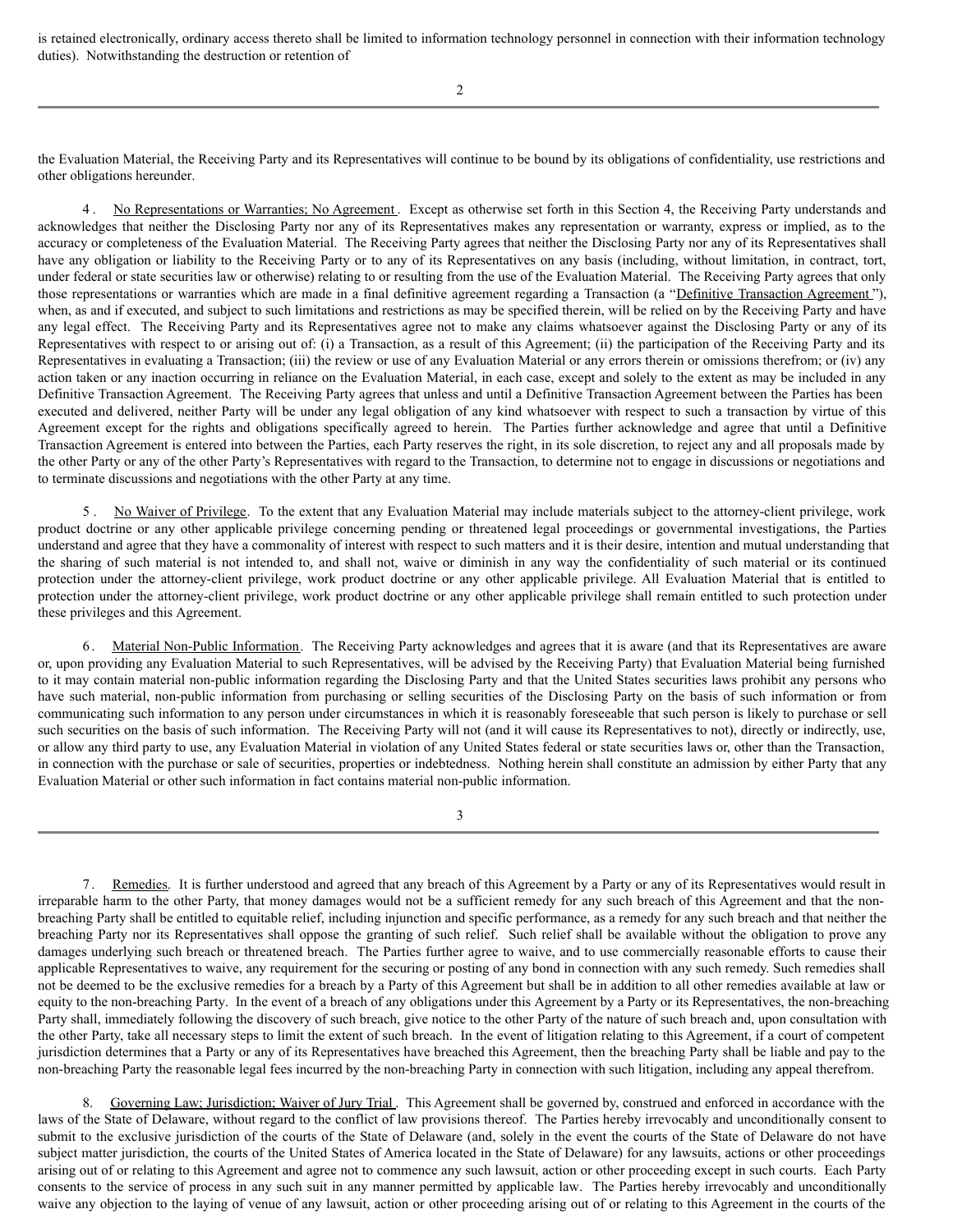is retained electronically, ordinary access thereto shall be limited to information technology personnel in connection with their information technology duties). Notwithstanding the destruction or retention of

the Evaluation Material, the Receiving Party and its Representatives will continue to be bound by its obligations of confidentiality, use restrictions and other obligations hereunder.

4. No Representations or Warranties; No Agreement. Except as otherwise set forth in this Section 4, the Receiving Party understands and acknowledges that neither the Disclosing Party nor any of its Representatives makes any representation or warranty, express or implied, as to the accuracy or completeness of the Evaluation Material. The Receiving Party agrees that neither the Disclosing Party nor any of its Representatives shall have any obligation or liability to the Receiving Party or to any of its Representatives on any basis (including, without limitation, in contract, tort, under federal or state securities law or otherwise) relating to or resulting from the use of the Evaluation Material. The Receiving Party agrees that only those representations or warranties which are made in a final definitive agreement regarding a Transaction (a "Definitive Transaction Agreement"), when, as and if executed, and subject to such limitations and restrictions as may be specified therein, will be relied on by the Receiving Party and have any legal effect. The Receiving Party and its Representatives agree not to make any claims whatsoever against the Disclosing Party or any of its Representatives with respect to or arising out of: (i) a Transaction, as a result of this Agreement; (ii) the participation of the Receiving Party and its Representatives in evaluating a Transaction; (iii) the review or use of any Evaluation Material or any errors therein or omissions therefrom; or (iv) any action taken or any inaction occurring in reliance on the Evaluation Material, in each case, except and solely to the extent as may be included in any Definitive Transaction Agreement. The Receiving Party agrees that unless and until a Definitive Transaction Agreement between the Parties has been executed and delivered, neither Party will be under any legal obligation of any kind whatsoever with respect to such a transaction by virtue of this Agreement except for the rights and obligations specifically agreed to herein. The Parties further acknowledge and agree that until a Definitive Transaction Agreement is entered into between the Parties, each Party reserves the right, in its sole discretion, to reject any and all proposals made by the other Party or any of the other Party's Representatives with regard to the Transaction, to determine not to engage in discussions or negotiations and to terminate discussions and negotiations with the other Party at any time.

5. No Waiver of Privilege. To the extent that any Evaluation Material may include materials subject to the attorney-client privilege, work product doctrine or any other applicable privilege concerning pending or threatened legal proceedings or governmental investigations, the Parties understand and agree that they have a commonality of interest with respect to such matters and it is their desire, intention and mutual understanding that the sharing of such material is not intended to, and shall not, waive or diminish in any way the confidentiality of such material or its continued protection under the attorney-client privilege, work product doctrine or any other applicable privilege. All Evaluation Material that is entitled to protection under the attorney-client privilege, work product doctrine or any other applicable privilege shall remain entitled to such protection under these privileges and this Agreement.

6. Material Non-Public Information. The Receiving Party acknowledges and agrees that it is aware (and that its Representatives are aware or, upon providing any Evaluation Material to such Representatives, will be advised by the Receiving Party) that Evaluation Material being furnished to it may contain material non-public information regarding the Disclosing Party and that the United States securities laws prohibit any persons who have such material, non-public information from purchasing or selling securities of the Disclosing Party on the basis of such information or from communicating such information to any person under circumstances in which it is reasonably foreseeable that such person is likely to purchase or sell such securities on the basis of such information. The Receiving Party will not (and it will cause its Representatives to not), directly or indirectly, use, or allow any third party to use, any Evaluation Material in violation of any United States federal or state securities laws or, other than the Transaction, in connection with the purchase or sale of securities, properties or indebtedness. Nothing herein shall constitute an admission by either Party that any Evaluation Material or other such information in fact contains material non-public information.

7. Remedies. It is further understood and agreed that any breach of this Agreement by a Party or any of its Representatives would result in irreparable harm to the other Party, that money damages would not be a sufficient remedy for any such breach of this Agreement and that the non-breaching Party shall be entitled to equitable relief, including injunction and specific performance, as a remedy for any such breach and that neither the breaching Party nor its Representatives shall oppose the granting of such relief. Such relief shall be available without the obligation to prove any damages underlying such breach or threatened breach. The Parties further agree to waive, and to use commercially reasonable efforts to cause their applicable Representatives to waive, any requirement for the securing or posting of any bond in connection with any such remedy. Such remedies shall not be deemed to be the exclusive remedies for a breach by a Party of this Agreement but shall be in addition to all other remedies available at law or equity to the non-breaching Party. In the event of a breach of any obligations under this Agreement by a Party or its Representatives, the non-breaching Party shall, immediately following the discovery of such breach, give notice to the other Party of the nature of such breach and, upon consultation with the other Party, take all necessary steps to limit the extent of such breach. In the event of litigation relating to this Agreement, if a court of competent jurisdiction determines that a Party or any of its Representatives have breached this Agreement, then the breaching Party shall be liable and pay to the non-breaching Party the reasonable legal fees incurred by the non-breaching Party in connection with such litigation, including any appeal therefrom.

8. Governing Law; Jurisdiction; Waiver of Jury Trial. This Agreement shall be governed by, construed and enforced in accordance with the laws of the State of Delaware, without regard to the conflict of law provisions thereof. The Parties hereby irrevocably and unconditionally consent to submit to the exclusive jurisdiction of the courts of the State of Delaware (and, solely in the event the courts of the State of Delaware do not have subject matter jurisdiction, the courts of the United States of America located in the State of Delaware) for any lawsuits, actions or other proceedings arising out of or relating to this Agreement and agree not to commence any such lawsuit, action or other proceeding except in such courts. Each Party consents to the service of process in any such suit in any manner permitted by applicable law. The Parties hereby irrevocably and unconditionally waive any objection to the laying of venue of any lawsuit, action or other proceeding arising out of or relating to this Agreement in the courts of the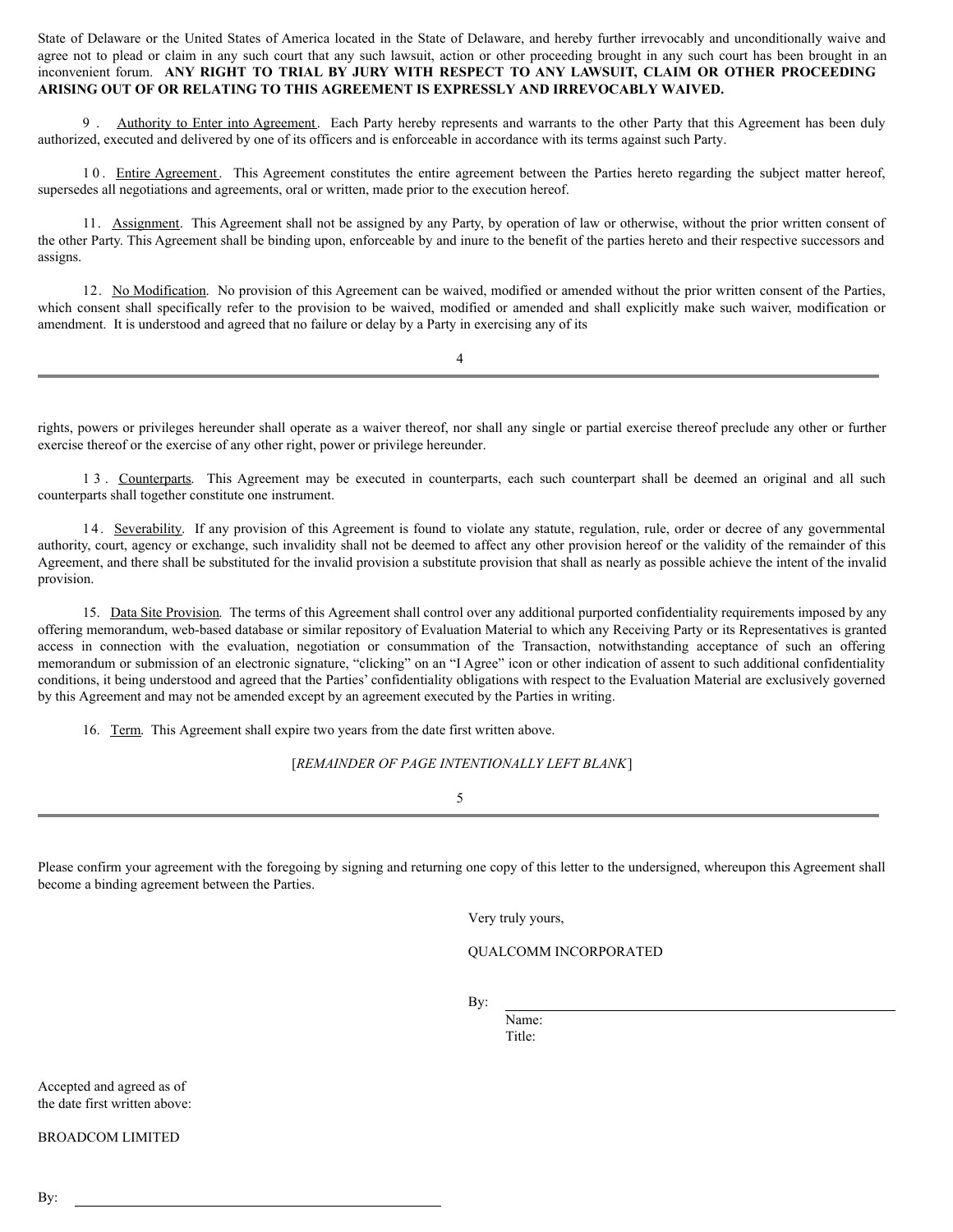State of Delaware or the United States of America located in the State of Delaware, and hereby further irrevocably and unconditionally waive and agree not to plead or claim in any such court that any such lawsuit, action or other proceeding brought in any such court has been brought in an inconvenient forum. **ANY RIGHT TO TRIAL BY JURY WITH RESPECT TO ANY LAWSUIT, CLAIM OR OTHER PROCEEDING ARISING OUT OF OR RELATING TO THIS AGREEMENT IS EXPRESSLY AND IRREVOCABLY WAIVED.**

9. Authority to Enter into Agreement. Each Party hereby represents and warrants to the other Party that this Agreement has been duly authorized, executed and delivered by one of its officers and is enforceable in accordance with its terms against such Party.

10. Entire Agreement. This Agreement constitutes the entire agreement between the Parties hereto regarding the subject matter hereof, supersedes all negotiations and agreements, oral or written, made prior to the execution hereof.

11. Assignment. This Agreement shall not be assigned by any Party, by operation of law or otherwise, without the prior written consent of the other Party. This Agreement shall be binding upon, enforceable by and inure to the benefit of the parties hereto and their respective successors and assigns.

12. No Modification. No provision of this Agreement can be waived, modified or amended without the prior written consent of the Parties, which consent shall specifically refer to the provision to be waived, modified or amended and shall explicitly make such waiver, modification or amendment. It is understood and agreed that no failure or delay by a Party in exercising any of its rights, powers or privileges hereunder shall operate as a waiver thereof, nor shall any single or partial exercise thereof preclude any other or further exercise thereof or the exercise of any other right, power or privilege hereunder.

13. Counterparts. This Agreement may be executed in counterparts, each such counterpart shall be deemed an original and all such counterparts shall together constitute one instrument.

14. Severability. If any provision of this Agreement is found to violate any statute, regulation, rule, order or decree of any governmental authority, court, agency or exchange, such invalidity shall not be deemed to affect any other provision hereof or the validity of the remainder of this Agreement, and there shall be substituted for the invalid provision a substitute provision that shall as nearly as possible achieve the intent of the invalid provision.

15. Data Site Provision. The terms of this Agreement shall control over any additional purported confidentiality requirements imposed by any offering memorandum, web-based database or similar repository of Evaluation Material to which any Receiving Party or its Representatives is granted access in connection with the evaluation, negotiation or consummation of the Transaction, notwithstanding acceptance of such an offering memorandum or submission of an electronic signature, "clicking" on an "I Agree" icon or other indication of assent to such additional confidentiality conditions, it being understood and agreed that the Parties' confidentiality obligations with respect to the Evaluation Material are exclusively governed by this Agreement and may not be amended except by an agreement executed by the Parties in writing.

16. Term. This Agreement shall expire two years from the date first written above.

[*REMAINDER OF PAGE INTENTIONALLY LEFT BLANK*]

Please confirm your agreement with the foregoing by signing and returning one copy of this letter to the undersigned, whereupon this Agreement shall become a binding agreement between the Parties.

Very truly yours,

QUALCOMM INCORPORATED

By: \_\_\_\_\_\_\_\_\_\_\_\_\_\_\_\_\_\_\_\_\_\_\_\_\_\_\_\_\_\_
Name:
Title:

Accepted and agreed as of
the date first written above:

BROADCOM LIMITED

By: \_\_\_\_\_\_\_\_\_\_\_\_\_\_\_\_\_\_\_\_\_\_\_\_\_\_\_\_\_\_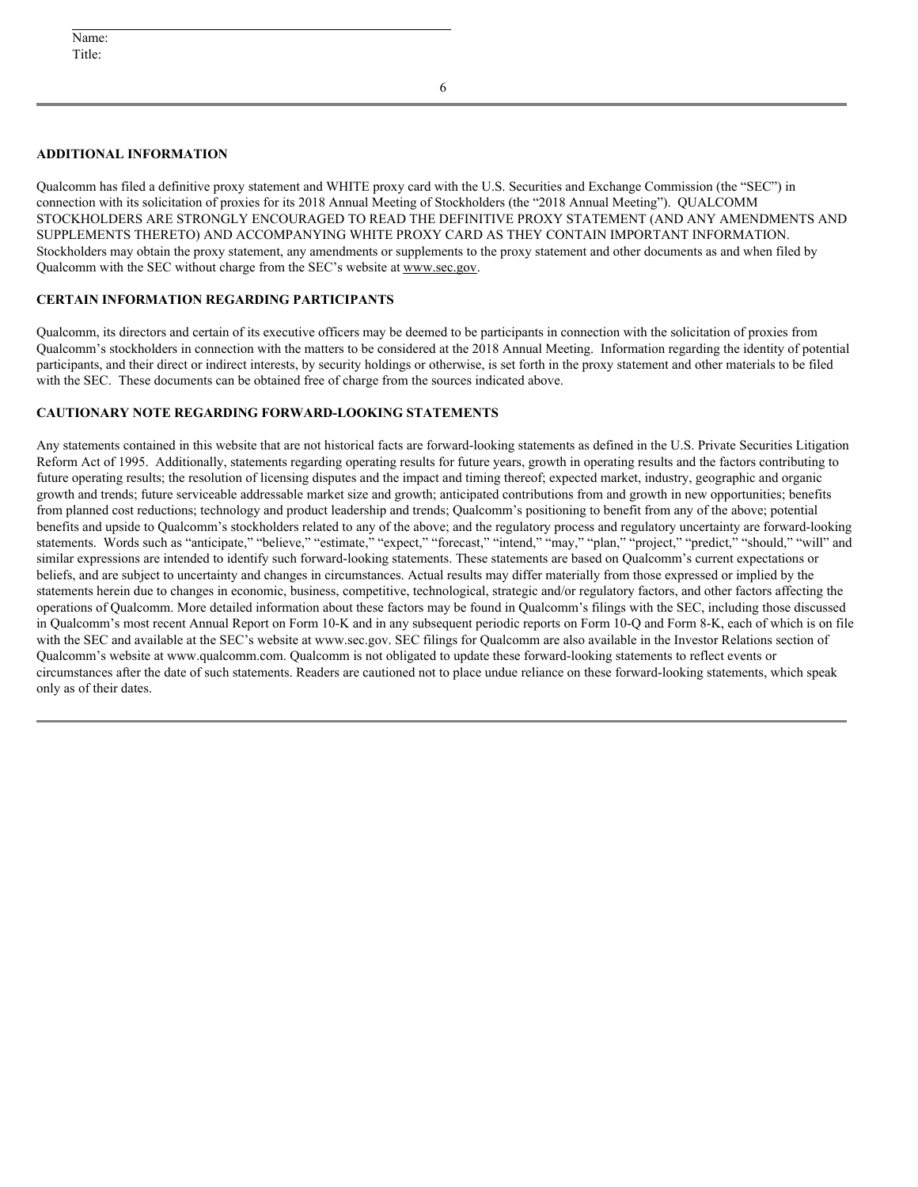Name:
Title:

**ADDITIONAL INFORMATION**

Qualcomm has filed a definitive proxy statement and WHITE proxy card with the U.S. Securities and Exchange Commission (the "SEC") in connection with its solicitation of proxies for its 2018 Annual Meeting of Stockholders (the "2018 Annual Meeting"). QUALCOMM STOCKHOLDERS ARE STRONGLY ENCOURAGED TO READ THE DEFINITIVE PROXY STATEMENT (AND ANY AMENDMENTS AND SUPPLEMENTS THERETO) AND ACCOMPANYING WHITE PROXY CARD AS THEY CONTAIN IMPORTANT INFORMATION. Stockholders may obtain the proxy statement, any amendments or supplements to the proxy statement and other documents as and when filed by Qualcomm with the SEC without charge from the SEC's website at www.sec.gov.

**CERTAIN INFORMATION REGARDING PARTICIPANTS**

Qualcomm, its directors and certain of its executive officers may be deemed to be participants in connection with the solicitation of proxies from Qualcomm's stockholders in connection with the matters to be considered at the 2018 Annual Meeting. Information regarding the identity of potential participants, and their direct or indirect interests, by security holdings or otherwise, is set forth in the proxy statement and other materials to be filed with the SEC. These documents can be obtained free of charge from the sources indicated above.

**CAUTIONARY NOTE REGARDING FORWARD-LOOKING STATEMENTS**

Any statements contained in this website that are not historical facts are forward-looking statements as defined in the U.S. Private Securities Litigation Reform Act of 1995. Additionally, statements regarding operating results for future years, growth in operating results and the factors contributing to future operating results; the resolution of licensing disputes and the impact and timing thereof; expected market, industry, geographic and organic growth and trends; future serviceable addressable market size and growth; anticipated contributions from and growth in new opportunities; benefits from planned cost reductions; technology and product leadership and trends; Qualcomm's positioning to benefit from any of the above; potential benefits and upside to Qualcomm's stockholders related to any of the above; and the regulatory process and regulatory uncertainty are forward-looking statements. Words such as "anticipate," "believe," "estimate," "expect," "forecast," "intend," "may," "plan," "project," "predict," "should," "will" and similar expressions are intended to identify such forward-looking statements. These statements are based on Qualcomm's current expectations or beliefs, and are subject to uncertainty and changes in circumstances. Actual results may differ materially from those expressed or implied by the statements herein due to changes in economic, business, competitive, technological, strategic and/or regulatory factors, and other factors affecting the operations of Qualcomm. More detailed information about these factors may be found in Qualcomm's filings with the SEC, including those discussed in Qualcomm's most recent Annual Report on Form 10-K and in any subsequent periodic reports on Form 10-Q and Form 8-K, each of which is on file with the SEC and available at the SEC's website at www.sec.gov. SEC filings for Qualcomm are also available in the Investor Relations section of Qualcomm's website at www.qualcomm.com. Qualcomm is not obligated to update these forward-looking statements to reflect events or circumstances after the date of such statements. Readers are cautioned not to place undue reliance on these forward-looking statements, which speak only as of their dates.